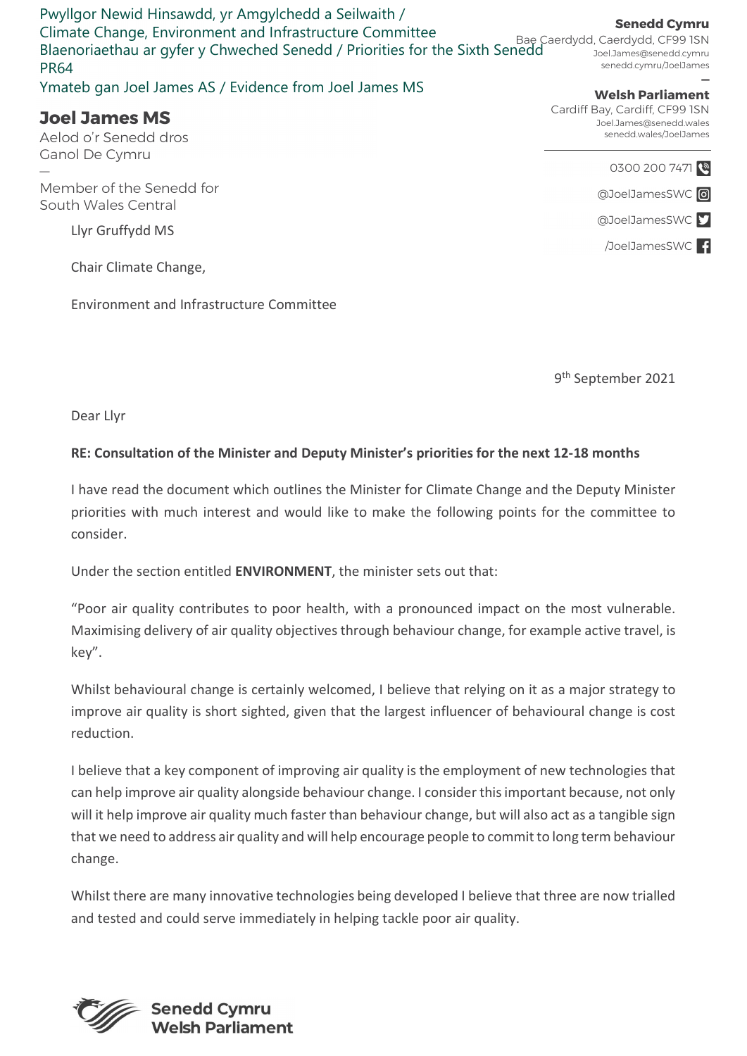Pwyllgor Newid Hinsawdd, yr Amgylchedd a Seilwaith /
Climate Change, Environment and Infrastructure Committee
Blaenoriaethau ar gyfer y Chweched Senedd / Priorities for the Sixth Senedd
PR64
Ymateb gan Joel James AS / Evidence from Joel James MS

**Joel James MS**
Aelod o'r Senedd dros
Ganol De Cymru
—
Member of the Senedd for
South Wales Central

**Senedd Cymru**
Bae Caerdydd, Caerdydd, CF99 1SN
Joel.James@senedd.cymru
senedd.cymru/JoelJames
—
**Welsh Parliament**
Cardiff Bay, Cardiff, CF99 1SN
Joel.James@senedd.wales
senedd.wales/JoelJames

0300 200 7471
@JoelJamesSWC
@JoelJamesSWC
/JoelJamesSWC

Llyr Gruffydd MS

Chair Climate Change,

Environment and Infrastructure Committee

9th September 2021

Dear Llyr

**RE: Consultation of the Minister and Deputy Minister's priorities for the next 12-18 months**

I have read the document which outlines the Minister for Climate Change and the Deputy Minister priorities with much interest and would like to make the following points for the committee to consider.

Under the section entitled **ENVIRONMENT**, the minister sets out that:

"Poor air quality contributes to poor health, with a pronounced impact on the most vulnerable. Maximising delivery of air quality objectives through behaviour change, for example active travel, is key".

Whilst behavioural change is certainly welcomed, I believe that relying on it as a major strategy to improve air quality is short sighted, given that the largest influencer of behavioural change is cost reduction.

I believe that a key component of improving air quality is the employment of new technologies that can help improve air quality alongside behaviour change. I consider this important because, not only will it help improve air quality much faster than behaviour change, but will also act as a tangible sign that we need to address air quality and will help encourage people to commit to long term behaviour change.

Whilst there are many innovative technologies being developed I believe that three are now trialled and tested and could serve immediately in helping tackle poor air quality.

Senedd Cymru
Welsh Parliament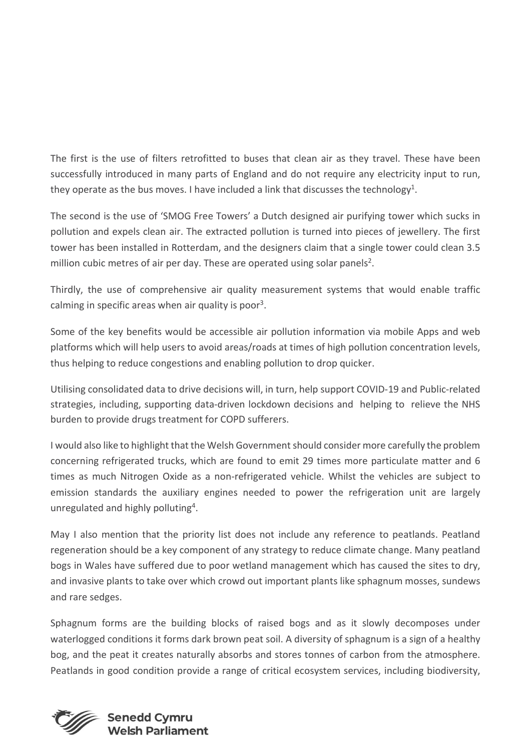The first is the use of filters retrofitted to buses that clean air as they travel. These have been successfully introduced in many parts of England and do not require any electricity input to run, they operate as the bus moves. I have included a link that discusses the technology[1].

The second is the use of 'SMOG Free Towers' a Dutch designed air purifying tower which sucks in pollution and expels clean air. The extracted pollution is turned into pieces of jewellery. The first tower has been installed in Rotterdam, and the designers claim that a single tower could clean 3.5 million cubic metres of air per day. These are operated using solar panels[2].

Thirdly, the use of comprehensive air quality measurement systems that would enable traffic calming in specific areas when air quality is poor[3].

Some of the key benefits would be accessible air pollution information via mobile Apps and web platforms which will help users to avoid areas/roads at times of high pollution concentration levels, thus helping to reduce congestions and enabling pollution to drop quicker.

Utilising consolidated data to drive decisions will, in turn, help support COVID-19 and Public-related strategies, including, supporting data-driven lockdown decisions and helping to relieve the NHS burden to provide drugs treatment for COPD sufferers.

I would also like to highlight that the Welsh Government should consider more carefully the problem concerning refrigerated trucks, which are found to emit 29 times more particulate matter and 6 times as much Nitrogen Oxide as a non-refrigerated vehicle. Whilst the vehicles are subject to emission standards the auxiliary engines needed to power the refrigeration unit are largely unregulated and highly polluting[4].

May I also mention that the priority list does not include any reference to peatlands. Peatland regeneration should be a key component of any strategy to reduce climate change. Many peatland bogs in Wales have suffered due to poor wetland management which has caused the sites to dry, and invasive plants to take over which crowd out important plants like sphagnum mosses, sundews and rare sedges.

Sphagnum forms are the building blocks of raised bogs and as it slowly decomposes under waterlogged conditions it forms dark brown peat soil. A diversity of sphagnum is a sign of a healthy bog, and the peat it creates naturally absorbs and stores tonnes of carbon from the atmosphere. Peatlands in good condition provide a range of critical ecosystem services, including biodiversity,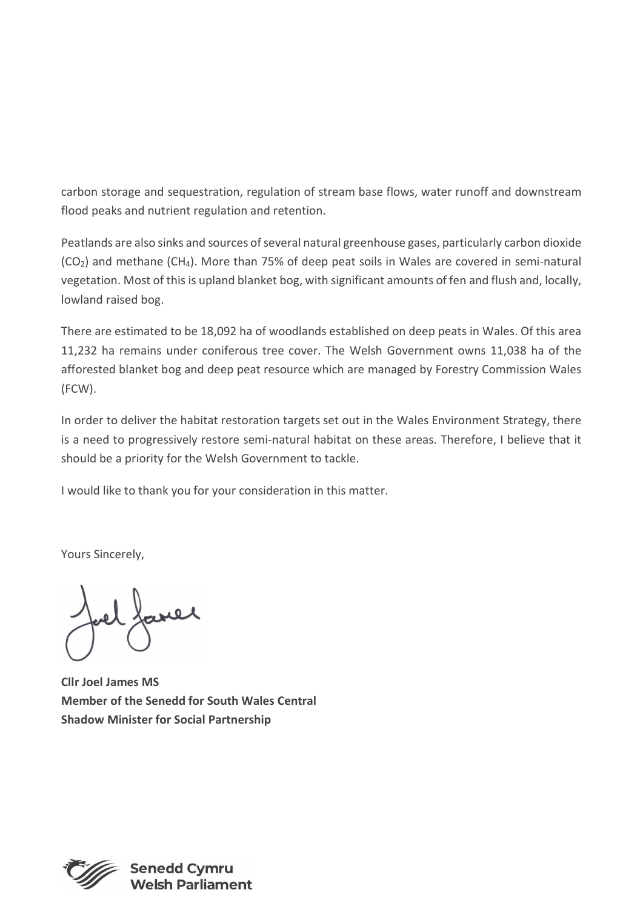carbon storage and sequestration, regulation of stream base flows, water runoff and downstream flood peaks and nutrient regulation and retention.

Peatlands are also sinks and sources of several natural greenhouse gases, particularly carbon dioxide ($CO_2$) and methane ($CH_4$). More than 75% of deep peat soils in Wales are covered in semi-natural vegetation. Most of this is upland blanket bog, with significant amounts of fen and flush and, locally, lowland raised bog.

There are estimated to be 18,092 ha of woodlands established on deep peats in Wales. Of this area 11,232 ha remains under coniferous tree cover. The Welsh Government owns 11,038 ha of the afforested blanket bog and deep peat resource which are managed by Forestry Commission Wales (FCW).

In order to deliver the habitat restoration targets set out in the Wales Environment Strategy, there is a need to progressively restore semi-natural habitat on these areas. Therefore, I believe that it should be a priority for the Welsh Government to tackle.

I would like to thank you for your consideration in this matter.

Yours Sincerely,

**Cllr Joel James MS**
**Member of the Senedd for South Wales Central**
**Shadow Minister for Social Partnership**

**Senedd Cymru**
**Welsh Parliament**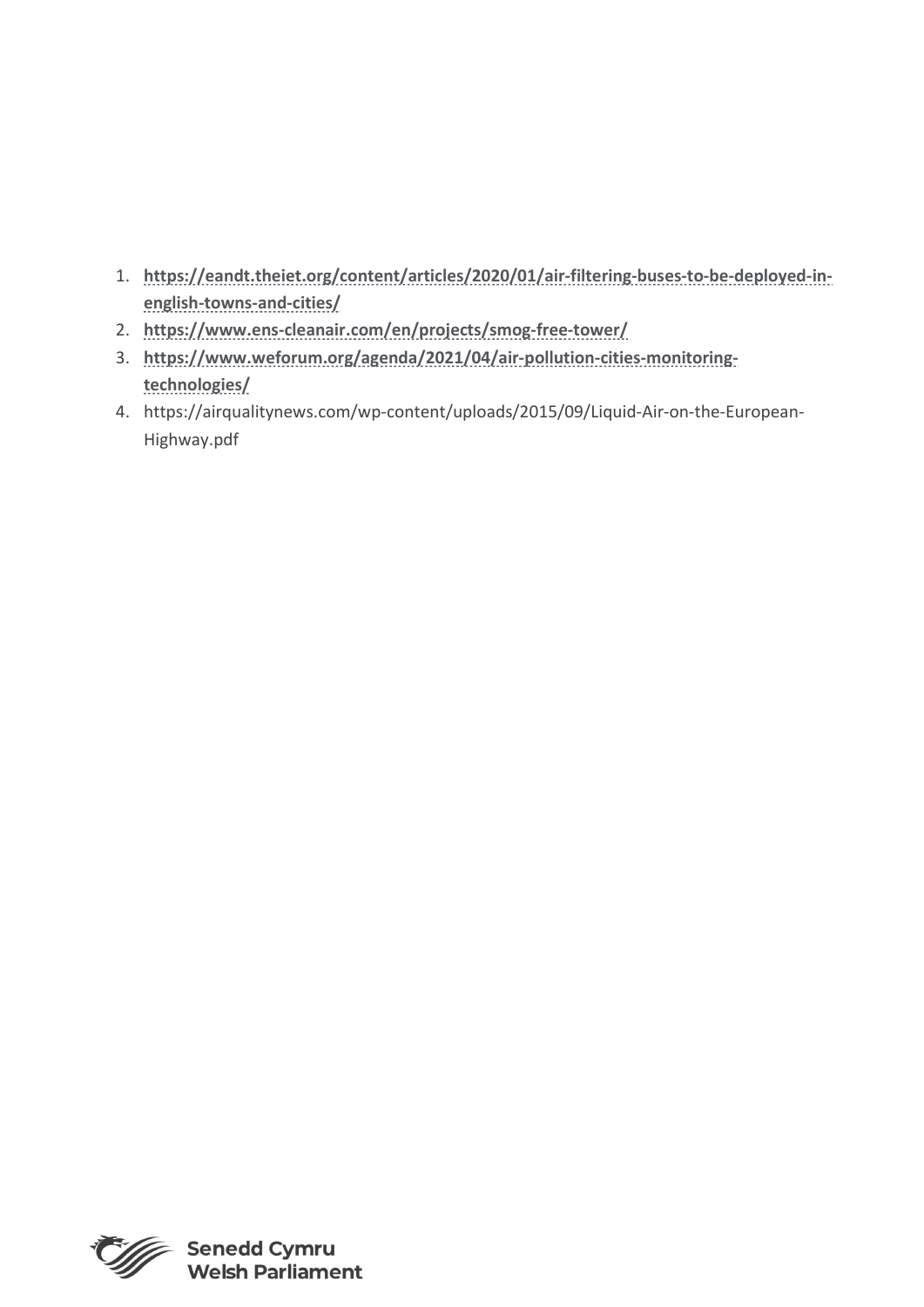1. **https://eandt.theiet.org/content/articles/2020/01/air-filtering-buses-to-be-deployed-in-english-towns-and-cities/**
2. **https://www.ens-cleanair.com/en/projects/smog-free-tower/**
3. **https://www.weforum.org/agenda/2021/04/air-pollution-cities-monitoring-technologies/**
4. https://airqualitynews.com/wp-content/uploads/2015/09/Liquid-Air-on-the-European-Highway.pdf